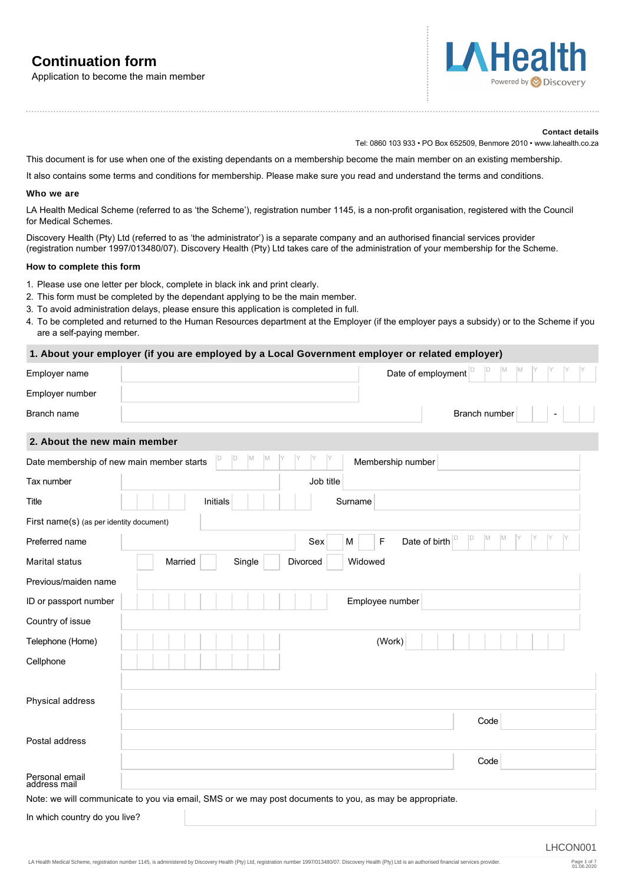# Continuation form

Application to become the main member

LAHealth
Powered by Discovery

**Contact details**

Tel: 0860 103 933 • PO Box 652509, Benmore 2010 • www.lahealth.co.za

This document is for use when one of the existing dependants on a membership become the main member on an existing membership.

It also contains some terms and conditions for membership. Please make sure you read and understand the terms and conditions.

### Who we are

LA Health Medical Scheme (referred to as 'the Scheme'), registration number 1145, is a non-profit organisation, registered with the Council for Medical Schemes.

Discovery Health (Pty) Ltd (referred to as 'the administrator') is a separate company and an authorised financial services provider (registration number 1997/013480/07). Discovery Health (Pty) Ltd takes care of the administration of your membership for the Scheme.

### How to complete this form

1. Please use one letter per block, complete in black ink and print clearly.
2. This form must be completed by the dependant applying to be the main member.
3. To avoid administration delays, please ensure this application is completed in full.
4. To be completed and returned to the Human Resources department at the Employer (if the employer pays a subsidy) or to the Scheme if you are a self-paying member.

## 1. About your employer (if you are employed by a Local Government employer or related employer)

Employer name ______________ Date of employment D D M M Y Y Y Y

Employer number ______________

Branch name ______________ Branch number ___ - ___

## 2. About the new main member

Date membership of new main member starts D D M M Y Y Y Y Membership number ______________

Tax number ______________ Job title ______________

Title ______ Initials ______ Surname ______________

First name(s) (as per identity document) ______________

Preferred name ______________ Sex M ☐ F ☐ Date of birth D D M M Y Y Y Y

Marital status ☐ Married ☐ Single ☐ Divorced ☐ Widowed

Previous/maiden name ______________

ID or passport number ______________ Employee number ______________

Country of issue ______________

Telephone (Home) ______________ (Work) ______________

Cellphone ______________

Physical address ______________ Code ______

Postal address ______________ Code ______

Personal email address mail ______________

Note: we will communicate to you via email, SMS or we may post documents to you, as may be appropriate.

In which country do you live? ______________

LHCON001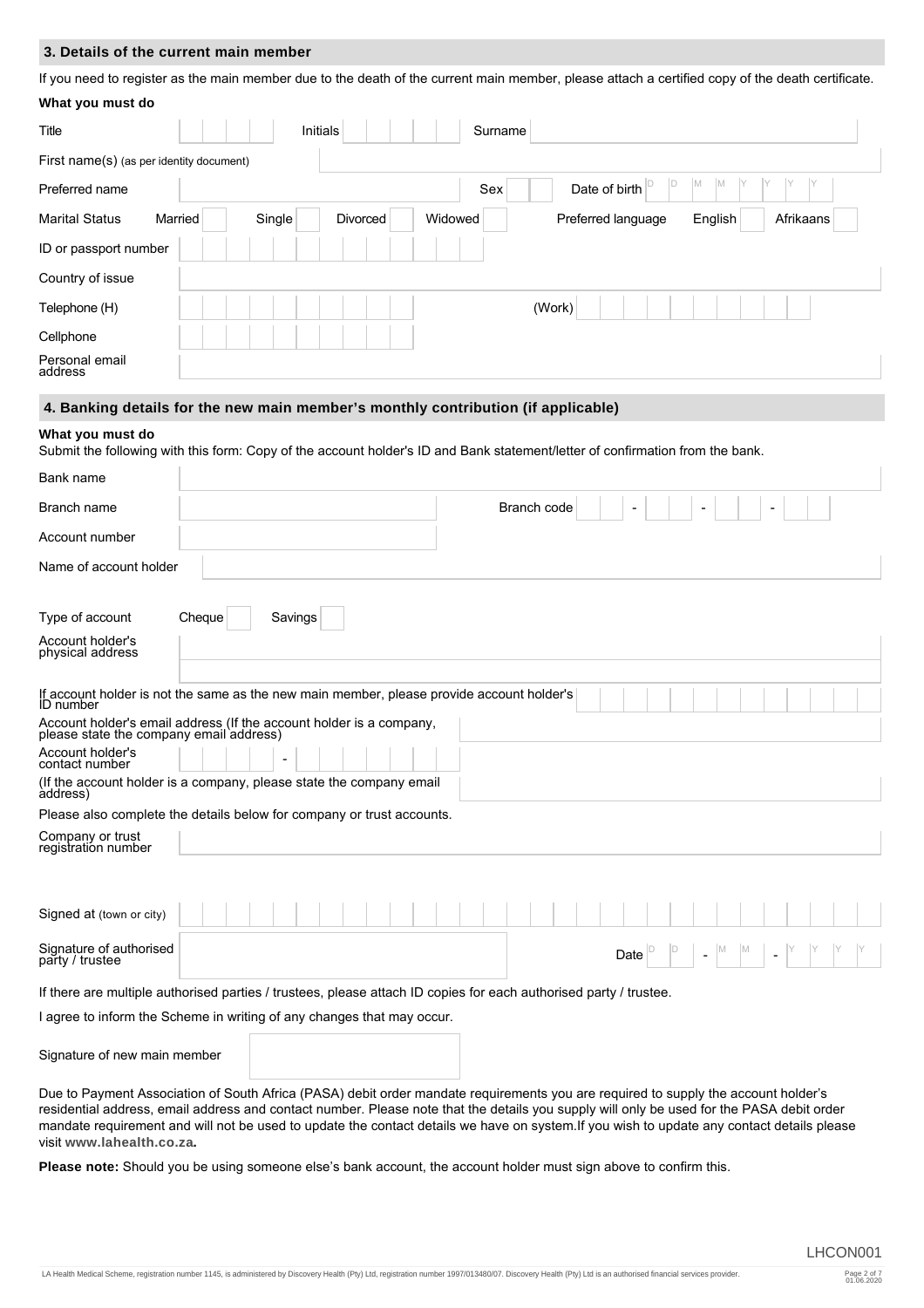## 3. Details of the current main member

If you need to register as the main member due to the death of the current main member, please attach a certified copy of the death certificate.

**What you must do**

Title Initials Surname

First name(s) (as per identity document)

Preferred name Sex Date of birth DD MM YYYY

Marital Status Married Single Divorced Widowed Preferred language English Afrikaans

ID or passport number

Country of issue

Telephone (H) (Work)

Cellphone

Personal email address

## 4. Banking details for the new main member's monthly contribution (if applicable)

**What you must do**

Submit the following with this form: Copy of the account holder's ID and Bank statement/letter of confirmation from the bank.

Bank name

Branch name Branch code

Account number

Name of account holder

Type of account Cheque Savings

Account holder's physical address

If account holder is not the same as the new main member, please provide account holder's ID number

Account holder's email address (If the account holder is a company, please state the company email address)

Account holder's contact number

(If the account holder is a company, please state the company email address)

Please also complete the details below for company or trust accounts.

Company or trust registration number

Signed at (town or city)

Signature of authorised party / trustee Date DD - MM - YYYY

If there are multiple authorised parties / trustees, please attach ID copies for each authorised party / trustee.

I agree to inform the Scheme in writing of any changes that may occur.

Signature of new main member

Due to Payment Association of South Africa (PASA) debit order mandate requirements you are required to supply the account holder's residential address, email address and contact number. Please note that the details you supply will only be used for the PASA debit order mandate requirement and will not be used to update the contact details we have on system.If you wish to update any contact details please visit **www.lahealth.co.za.**

**Please note:** Should you be using someone else's bank account, the account holder must sign above to confirm this.

LHCON001

LA Health Medical Scheme, registration number 1145, is administered by Discovery Health (Pty) Ltd, registration number 1997/013480/07. Discovery Health (Pty) Ltd is an authorised financial services provider.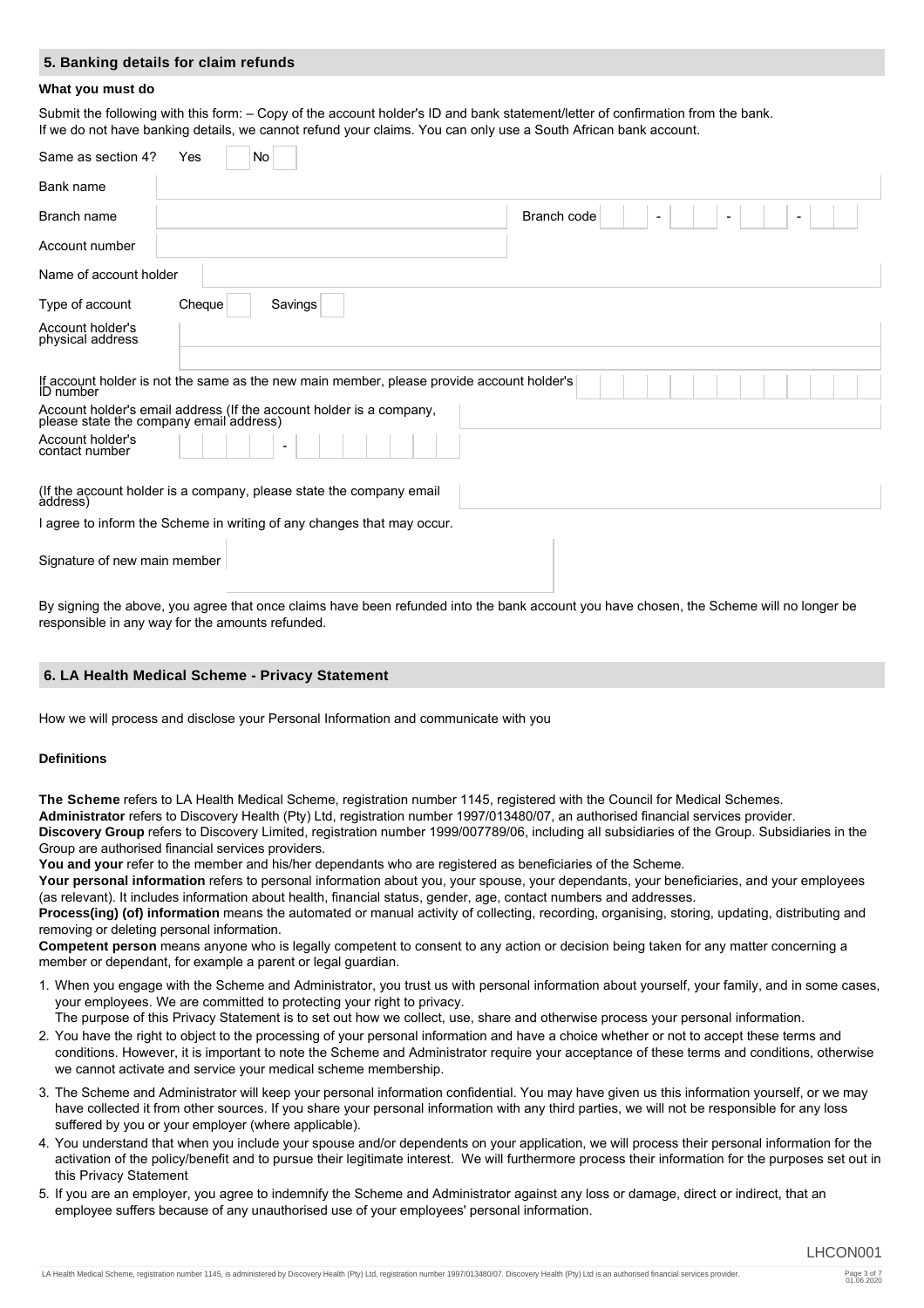## 5. Banking details for claim refunds

**What you must do**

Submit the following with this form: – Copy of the account holder's ID and bank statement/letter of confirmation from the bank.
If we do not have banking details, we cannot refund your claims. You can only use a South African bank account.

Same as section 4? Yes ☐ No ☐

| | |
|---|---|
| Bank name | |
| Branch name | Branch code |
| Account number | |
| Name of account holder | |
| Type of account | Cheque ☐ Savings ☐ |
| Account holder's physical address | |
| If account holder is not the same as the new main member, please provide account holder's ID number | |
| Account holder's email address (If the account holder is a company, please state the company email address) | |
| Account holder's contact number | - |
| (If the account holder is a company, please state the company email address) | |

I agree to inform the Scheme in writing of any changes that may occur.

Signature of new main member

By signing the above, you agree that once claims have been refunded into the bank account you have chosen, the Scheme will no longer be responsible in any way for the amounts refunded.

## 6. LA Health Medical Scheme - Privacy Statement

How we will process and disclose your Personal Information and communicate with you

**Definitions**

**The Scheme** refers to LA Health Medical Scheme, registration number 1145, registered with the Council for Medical Schemes.
**Administrator** refers to Discovery Health (Pty) Ltd, registration number 1997/013480/07, an authorised financial services provider.
**Discovery Group** refers to Discovery Limited, registration number 1999/007789/06, including all subsidiaries of the Group. Subsidiaries in the Group are authorised financial services providers.
**You and your** refer to the member and his/her dependants who are registered as beneficiaries of the Scheme.
**Your personal information** refers to personal information about you, your spouse, your dependants, your beneficiaries, and your employees (as relevant). It includes information about health, financial status, gender, age, contact numbers and addresses.
**Process(ing) (of) information** means the automated or manual activity of collecting, recording, organising, storing, updating, distributing and removing or deleting personal information.
**Competent person** means anyone who is legally competent to consent to any action or decision being taken for any matter concerning a member or dependant, for example a parent or legal guardian.

1. When you engage with the Scheme and Administrator, you trust us with personal information about yourself, your family, and in some cases, your employees. We are committed to protecting your right to privacy.
   The purpose of this Privacy Statement is to set out how we collect, use, share and otherwise process your personal information.
2. You have the right to object to the processing of your personal information and have a choice whether or not to accept these terms and conditions. However, it is important to note the Scheme and Administrator require your acceptance of these terms and conditions, otherwise we cannot activate and service your medical scheme membership.
3. The Scheme and Administrator will keep your personal information confidential. You may have given us this information yourself, or we may have collected it from other sources. If you share your personal information with any third parties, we will not be responsible for any loss suffered by you or your employer (where applicable).
4. You understand that when you include your spouse and/or dependents on your application, we will process their personal information for the activation of the policy/benefit and to pursue their legitimate interest. We will furthermore process their information for the purposes set out in this Privacy Statement
5. If you are an employer, you agree to indemnify the Scheme and Administrator against any loss or damage, direct or indirect, that an employee suffers because of any unauthorised use of your employees' personal information.

LHCON001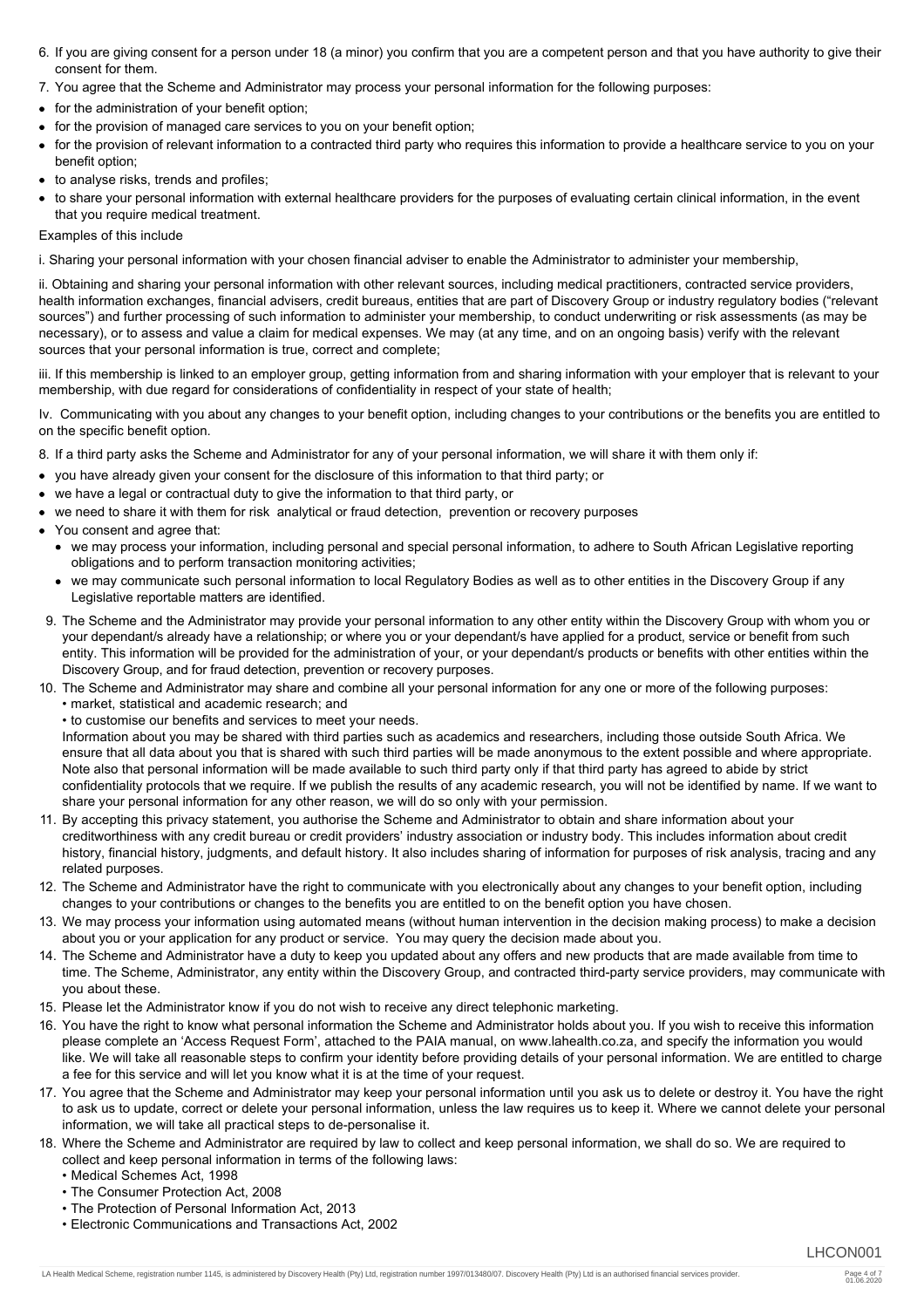6. If you are giving consent for a person under 18 (a minor) you confirm that you are a competent person and that you have authority to give their consent for them.
7. You agree that the Scheme and Administrator may process your personal information for the following purposes:

- for the administration of your benefit option;
- for the provision of managed care services to you on your benefit option;
- for the provision of relevant information to a contracted third party who requires this information to provide a healthcare service to you on your benefit option;
- to analyse risks, trends and profiles;
- to share your personal information with external healthcare providers for the purposes of evaluating certain clinical information, in the event that you require medical treatment.

Examples of this include

i. Sharing your personal information with your chosen financial adviser to enable the Administrator to administer your membership,

ii. Obtaining and sharing your personal information with other relevant sources, including medical practitioners, contracted service providers, health information exchanges, financial advisers, credit bureaus, entities that are part of Discovery Group or industry regulatory bodies ("relevant sources") and further processing of such information to administer your membership, to conduct underwriting or risk assessments (as may be necessary), or to assess and value a claim for medical expenses. We may (at any time, and on an ongoing basis) verify with the relevant sources that your personal information is true, correct and complete;

iii. If this membership is linked to an employer group, getting information from and sharing information with your employer that is relevant to your membership, with due regard for considerations of confidentiality in respect of your state of health;

Iv. Communicating with you about any changes to your benefit option, including changes to your contributions or the benefits you are entitled to on the specific benefit option.

8. If a third party asks the Scheme and Administrator for any of your personal information, we will share it with them only if:

- you have already given your consent for the disclosure of this information to that third party; or
- we have a legal or contractual duty to give the information to that third party, or
- we need to share it with them for risk analytical or fraud detection, prevention or recovery purposes
- You consent and agree that:
  - we may process your information, including personal and special personal information, to adhere to South African Legislative reporting obligations and to perform transaction monitoring activities;
  - we may communicate such personal information to local Regulatory Bodies as well as to other entities in the Discovery Group if any Legislative reportable matters are identified.

9. The Scheme and the Administrator may provide your personal information to any other entity within the Discovery Group with whom you or your dependant/s already have a relationship; or where you or your dependant/s have applied for a product, service or benefit from such entity. This information will be provided for the administration of your, or your dependant/s products or benefits with other entities within the Discovery Group, and for fraud detection, prevention or recovery purposes.
10. The Scheme and Administrator may share and combine all your personal information for any one or more of the following purposes:
    - market, statistical and academic research; and
    - to customise our benefits and services to meet your needs.

    Information about you may be shared with third parties such as academics and researchers, including those outside South Africa. We ensure that all data about you that is shared with such third parties will be made anonymous to the extent possible and where appropriate. Note also that personal information will be made available to such third party only if that third party has agreed to abide by strict confidentiality protocols that we require. If we publish the results of any academic research, you will not be identified by name. If we want to share your personal information for any other reason, we will do so only with your permission.
11. By accepting this privacy statement, you authorise the Scheme and Administrator to obtain and share information about your creditworthiness with any credit bureau or credit providers' industry association or industry body. This includes information about credit history, financial history, judgments, and default history. It also includes sharing of information for purposes of risk analysis, tracing and any related purposes.
12. The Scheme and Administrator have the right to communicate with you electronically about any changes to your benefit option, including changes to your contributions or changes to the benefits you are entitled to on the benefit option you have chosen.
13. We may process your information using automated means (without human intervention in the decision making process) to make a decision about you or your application for any product or service. You may query the decision made about you.
14. The Scheme and Administrator have a duty to keep you updated about any offers and new products that are made available from time to time. The Scheme, Administrator, any entity within the Discovery Group, and contracted third-party service providers, may communicate with you about these.
15. Please let the Administrator know if you do not wish to receive any direct telephonic marketing.
16. You have the right to know what personal information the Scheme and Administrator holds about you. If you wish to receive this information please complete an 'Access Request Form', attached to the PAIA manual, on www.lahealth.co.za, and specify the information you would like. We will take all reasonable steps to confirm your identity before providing details of your personal information. We are entitled to charge a fee for this service and will let you know what it is at the time of your request.
17. You agree that the Scheme and Administrator may keep your personal information until you ask us to delete or destroy it. You have the right to ask us to update, correct or delete your personal information, unless the law requires us to keep it. Where we cannot delete your personal information, we will take all practical steps to de-personalise it.
18. Where the Scheme and Administrator are required by law to collect and keep personal information, we shall do so. We are required to collect and keep personal information in terms of the following laws:
    - Medical Schemes Act, 1998
    - The Consumer Protection Act, 2008
    - The Protection of Personal Information Act, 2013
    - Electronic Communications and Transactions Act, 2002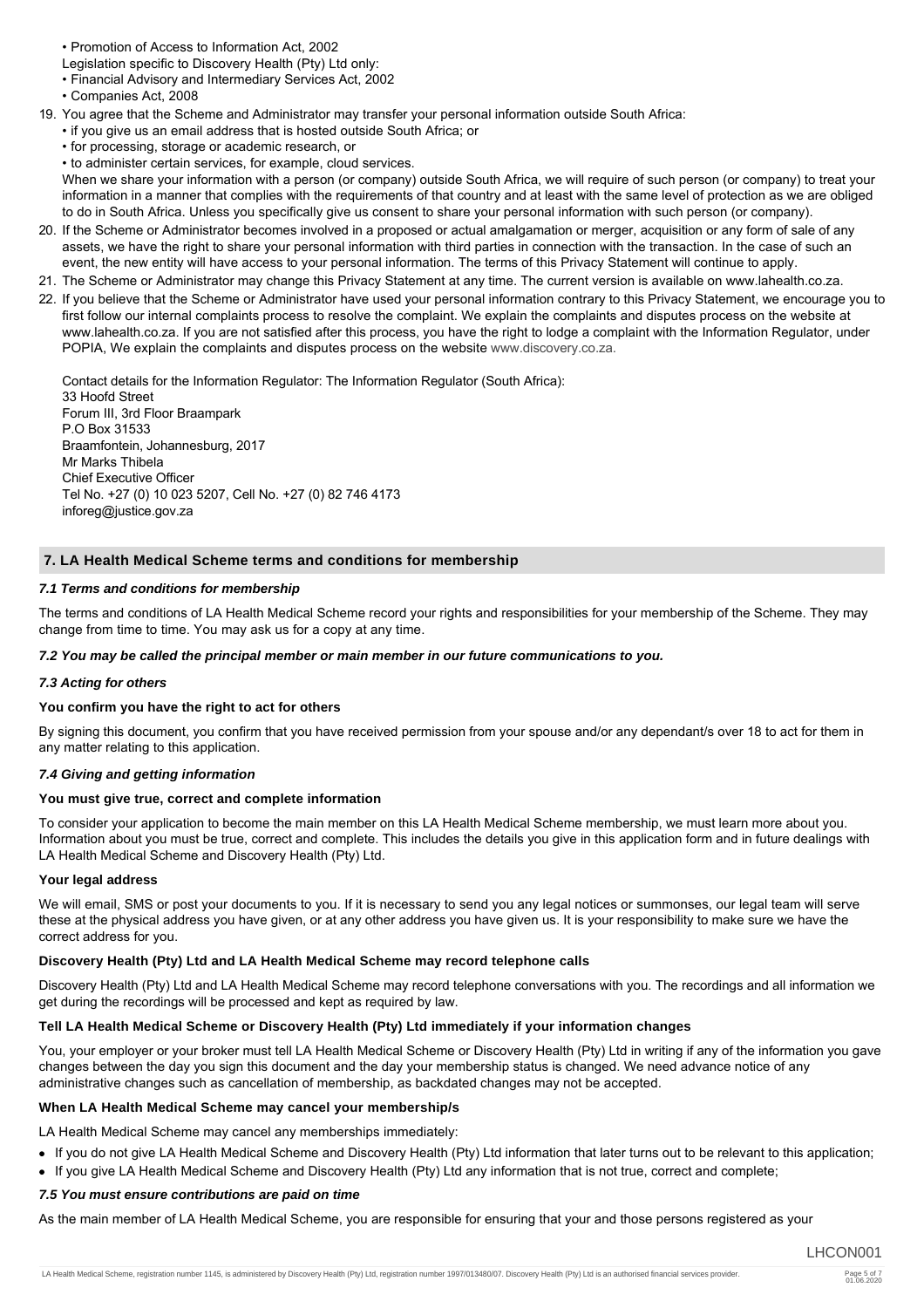- Promotion of Access to Information Act, 2002

Legislation specific to Discovery Health (Pty) Ltd only:

- Financial Advisory and Intermediary Services Act, 2002
- Companies Act, 2008

19. You agree that the Scheme and Administrator may transfer your personal information outside South Africa:
    - if you give us an email address that is hosted outside South Africa; or
    - for processing, storage or academic research, or
    - to administer certain services, for example, cloud services.

    When we share your information with a person (or company) outside South Africa, we will require of such person (or company) to treat your information in a manner that complies with the requirements of that country and at least with the same level of protection as we are obliged to do in South Africa. Unless you specifically give us consent to share your personal information with such person (or company).
20. If the Scheme or Administrator becomes involved in a proposed or actual amalgamation or merger, acquisition or any form of sale of any assets, we have the right to share your personal information with third parties in connection with the transaction. In the case of such an event, the new entity will have access to your personal information. The terms of this Privacy Statement will continue to apply.
21. The Scheme or Administrator may change this Privacy Statement at any time. The current version is available on www.lahealth.co.za.
22. If you believe that the Scheme or Administrator have used your personal information contrary to this Privacy Statement, we encourage you to first follow our internal complaints process to resolve the complaint. We explain the complaints and disputes process on the website at www.lahealth.co.za. If you are not satisfied after this process, you have the right to lodge a complaint with the Information Regulator, under POPIA, We explain the complaints and disputes process on the website www.discovery.co.za.

    Contact details for the Information Regulator: The Information Regulator (South Africa):
    33 Hoofd Street
    Forum III, 3rd Floor Braampark
    P.O Box 31533
    Braamfontein, Johannesburg, 2017
    Mr Marks Thibela
    Chief Executive Officer
    Tel No. +27 (0) 10 023 5207, Cell No. +27 (0) 82 746 4173
    inforeg@justice.gov.za

## 7. LA Health Medical Scheme terms and conditions for membership

### *7.1 Terms and conditions for membership*

The terms and conditions of LA Health Medical Scheme record your rights and responsibilities for your membership of the Scheme. They may change from time to time. You may ask us for a copy at any time.

### *7.2 You may be called the principal member or main member in our future communications to you.*

### *7.3 Acting for others*

**You confirm you have the right to act for others**

By signing this document, you confirm that you have received permission from your spouse and/or any dependant/s over 18 to act for them in any matter relating to this application.

### *7.4 Giving and getting information*

**You must give true, correct and complete information**

To consider your application to become the main member on this LA Health Medical Scheme membership, we must learn more about you. Information about you must be true, correct and complete. This includes the details you give in this application form and in future dealings with LA Health Medical Scheme and Discovery Health (Pty) Ltd.

**Your legal address**

We will email, SMS or post your documents to you. If it is necessary to send you any legal notices or summonses, our legal team will serve these at the physical address you have given, or at any other address you have given us. It is your responsibility to make sure we have the correct address for you.

**Discovery Health (Pty) Ltd and LA Health Medical Scheme may record telephone calls**

Discovery Health (Pty) Ltd and LA Health Medical Scheme may record telephone conversations with you. The recordings and all information we get during the recordings will be processed and kept as required by law.

**Tell LA Health Medical Scheme or Discovery Health (Pty) Ltd immediately if your information changes**

You, your employer or your broker must tell LA Health Medical Scheme or Discovery Health (Pty) Ltd in writing if any of the information you gave changes between the day you sign this document and the day your membership status is changed. We need advance notice of any administrative changes such as cancellation of membership, as backdated changes may not be accepted.

**When LA Health Medical Scheme may cancel your membership/s**

LA Health Medical Scheme may cancel any memberships immediately:

- If you do not give LA Health Medical Scheme and Discovery Health (Pty) Ltd information that later turns out to be relevant to this application;
- If you give LA Health Medical Scheme and Discovery Health (Pty) Ltd any information that is not true, correct and complete;

### *7.5 You must ensure contributions are paid on time*

As the main member of LA Health Medical Scheme, you are responsible for ensuring that your and those persons registered as your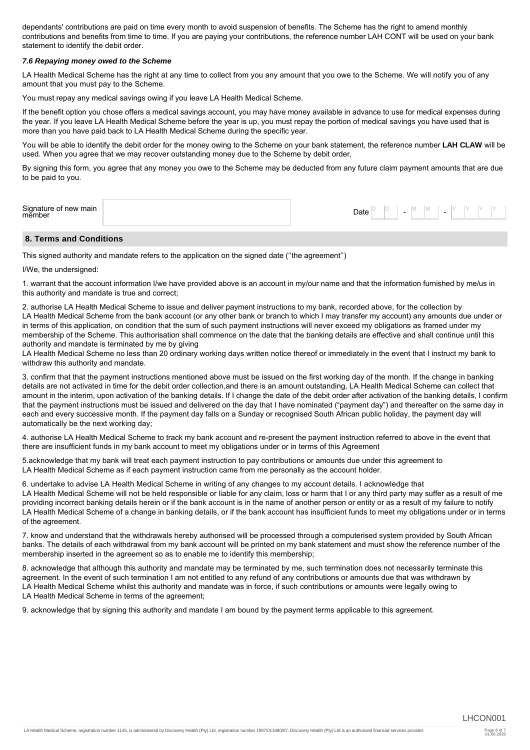dependants' contributions are paid on time every month to avoid suspension of benefits. The Scheme has the right to amend monthly contributions and benefits from time to time. If you are paying your contributions, the reference number LAH CONT will be used on your bank statement to identify the debit order.

#### *7.6 Repaying money owed to the Scheme*

LA Health Medical Scheme has the right at any time to collect from you any amount that you owe to the Scheme. We will notify you of any amount that you must pay to the Scheme.

You must repay any medical savings owing if you leave LA Health Medical Scheme.

If the benefit option you chose offers a medical savings account, you may have money available in advance to use for medical expenses during the year. If you leave LA Health Medical Scheme before the year is up, you must repay the portion of medical savings you have used that is more than you have paid back to LA Health Medical Scheme during the specific year.

You will be able to identify the debit order for the money owing to the Scheme on your bank statement, the reference number **LAH CLAW** will be used. When you agree that we may recover outstanding money due to the Scheme by debit order,

By signing this form, you agree that any money you owe to the Scheme may be deducted from any future claim payment amounts that are due to be paid to you.

Signature of new main member ______________________ Date D D - M M - Y Y Y Y

## 8. Terms and Conditions

This signed authority and mandate refers to the application on the signed date (''the agreement'')

I/We, the undersigned:

1. warrant that the account information I/we have provided above is an account in my/our name and that the information furnished by me/us in this authority and mandate is true and correct;

2. authorise LA Health Medical Scheme to issue and deliver payment instructions to my bank, recorded above, for the collection by LA Health Medical Scheme from the bank account (or any other bank or branch to which I may transfer my account) any amounts due under or in terms of this application, on condition that the sum of such payment instructions will never exceed my obligations as framed under my membership of the Scheme. This authorisation shall commence on the date that the banking details are effective and shall continue until this authority and mandate is terminated by me by giving
LA Health Medical Scheme no less than 20 ordinary working days written notice thereof or immediately in the event that I instruct my bank to withdraw this authority and mandate.

3. confirm that that the payment instructions mentioned above must be issued on the first working day of the month. If the change in banking details are not activated in time for the debit order collection,and there is an amount outstanding, LA Health Medical Scheme can collect that amount in the interim, upon activation of the banking details. If I change the date of the debit order after activation of the banking details, I confirm that the payment instructions must be issued and delivered on the day that I have nominated ("payment day") and thereafter on the same day in each and every successive month. If the payment day falls on a Sunday or recognised South African public holiday, the payment day will automatically be the next working day;

4. authorise LA Health Medical Scheme to track my bank account and re-present the payment instruction referred to above in the event that there are insufficient funds in my bank account to meet my obligations under or in terms of this Agreement

5.acknowledge that my bank will treat each payment instruction to pay contributions or amounts due under this agreement to LA Health Medical Scheme as if each payment instruction came from me personally as the account holder.

6. undertake to advise LA Health Medical Scheme in writing of any changes to my account details. I acknowledge that LA Health Medical Scheme will not be held responsible or liable for any claim, loss or harm that I or any third party may suffer as a result of me providing incorrect banking details herein or if the bank account is in the name of another person or entity or as a result of my failure to notify LA Health Medical Scheme of a change in banking details, or if the bank account has insufficient funds to meet my obligations under or in terms of the agreement.

7. know and understand that the withdrawals hereby authorised will be processed through a computerised system provided by South African banks. The details of each withdrawal from my bank account will be printed on my bank statement and must show the reference number of the membership inserted in the agreement so as to enable me to identify this membership;

8. acknowledge that although this authority and mandate may be terminated by me, such termination does not necessarily terminate this agreement. In the event of such termination I am not entitled to any refund of any contributions or amounts due that was withdrawn by LA Health Medical Scheme whilst this authority and mandate was in force, if such contributions or amounts were legally owing to LA Health Medical Scheme in terms of the agreement;

9. acknowledge that by signing this authority and mandate I am bound by the payment terms applicable to this agreement.

LHCON001

LA Health Medical Scheme, registration number 1145, is administered by Discovery Health (Pty) Ltd, registration number 1997/013480/07. Discovery Health (Pty) Ltd is an authorised financial services provider.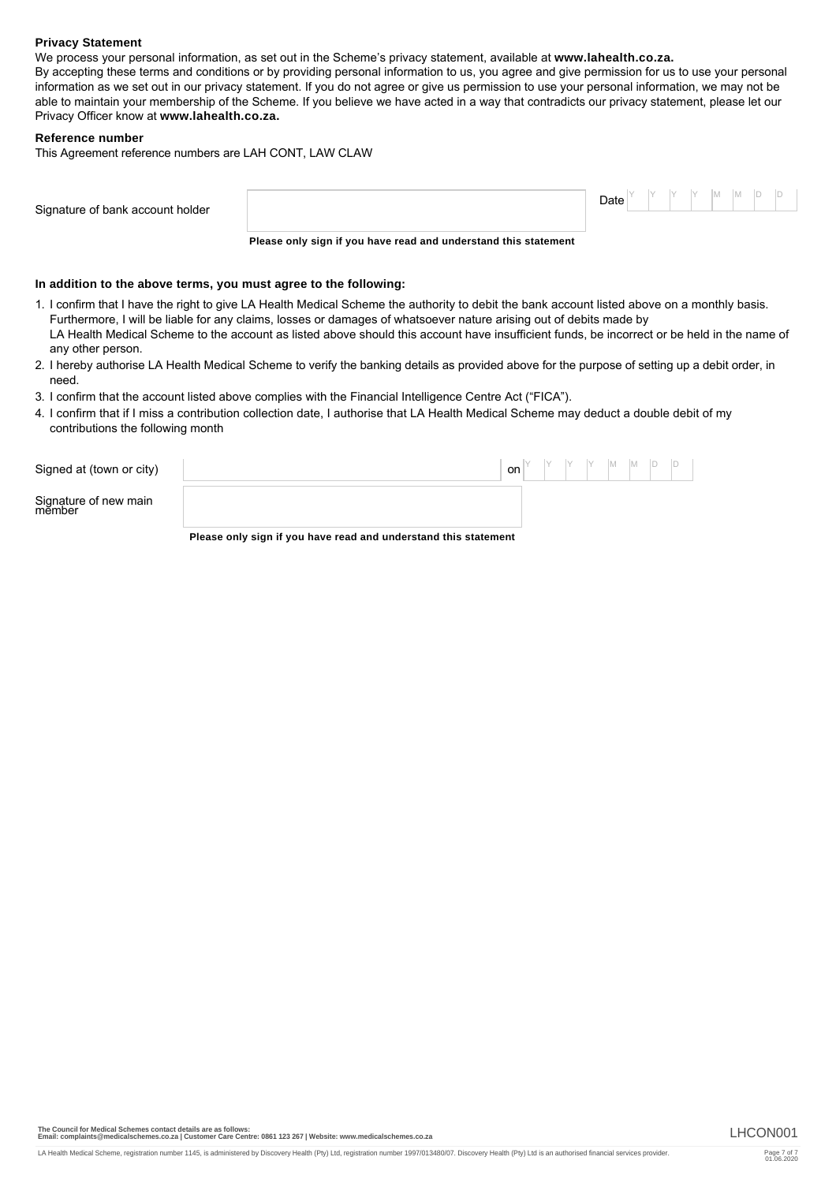**Privacy Statement**

We process your personal information, as set out in the Scheme's privacy statement, available at **www.lahealth.co.za.**

By accepting these terms and conditions or by providing personal information to us, you agree and give permission for us to use your personal information as we set out in our privacy statement. If you do not agree or give us permission to use your personal information, we may not be able to maintain your membership of the Scheme. If you believe we have acted in a way that contradicts our privacy statement, please let our Privacy Officer know at **www.lahealth.co.za.**

**Reference number**

This Agreement reference numbers are LAH CONT, LAW CLAW

Signature of bank account holder ______________________ Date Y Y Y Y M M D D

**Please only sign if you have read and understand this statement**

**In addition to the above terms, you must agree to the following:**

1. I confirm that I have the right to give LA Health Medical Scheme the authority to debit the bank account listed above on a monthly basis. Furthermore, I will be liable for any claims, losses or damages of whatsoever nature arising out of debits made by LA Health Medical Scheme to the account as listed above should this account have insufficient funds, be incorrect or be held in the name of any other person.
2. I hereby authorise LA Health Medical Scheme to verify the banking details as provided above for the purpose of setting up a debit order, in need.
3. I confirm that the account listed above complies with the Financial Intelligence Centre Act ("FICA").
4. I confirm that if I miss a contribution collection date, I authorise that LA Health Medical Scheme may deduct a double debit of my contributions the following month

Signed at (town or city) ______________________ on Y Y Y Y M M D D

Signature of new main member ______________________

**Please only sign if you have read and understand this statement**

**The Council for Medical Schemes contact details are as follows:**
**Email: complaints@medicalschemes.co.za | Customer Care Centre: 0861 123 267 | Website: www.medicalschemes.co.za**

LHCON001

LA Health Medical Scheme, registration number 1145, is administered by Discovery Health (Pty) Ltd, registration number 1997/013480/07. Discovery Health (Pty) Ltd is an authorised financial services provider.

01.06.2020